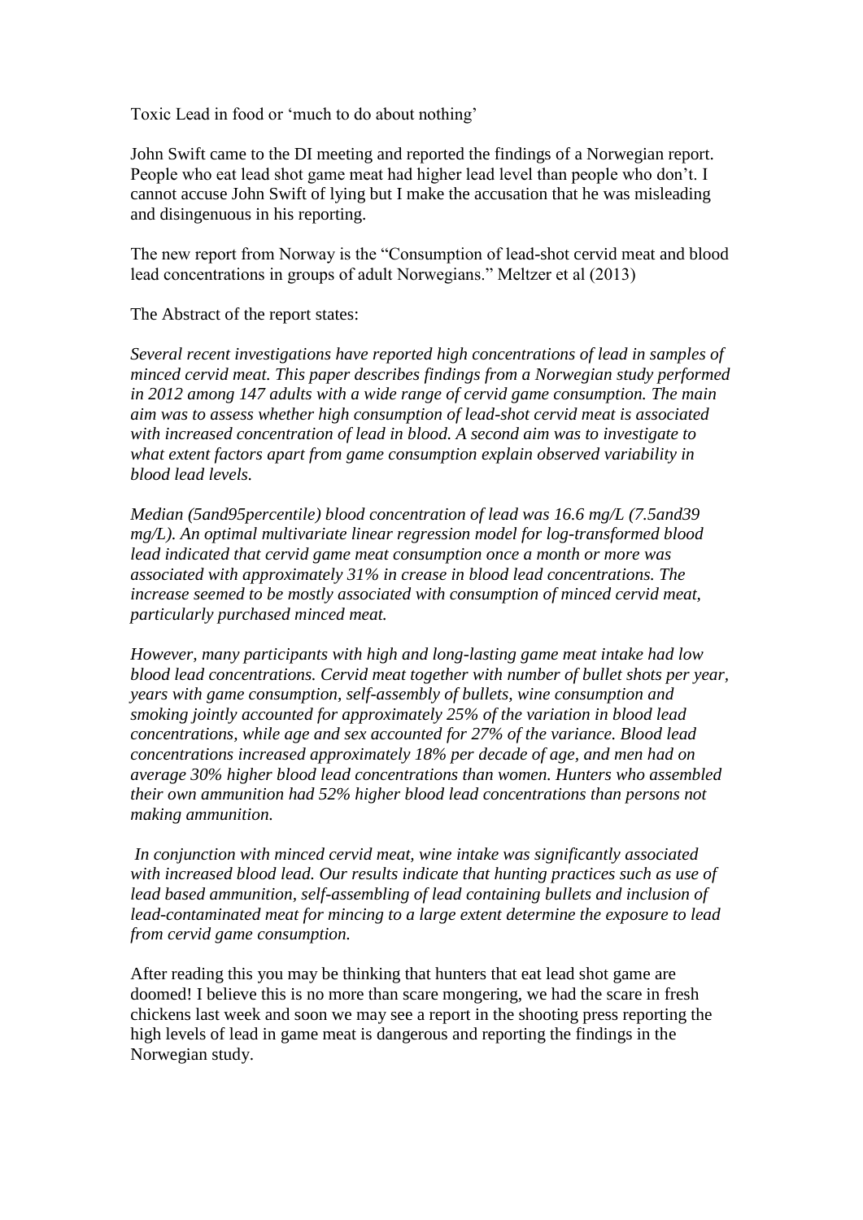Toxic Lead in food or 'much to do about nothing'

John Swift came to the DI meeting and reported the findings of a Norwegian report. People who eat lead shot game meat had higher lead level than people who don't. I cannot accuse John Swift of lying but I make the accusation that he was misleading and disingenuous in his reporting.

The new report from Norway is the "Consumption of lead-shot cervid meat and blood lead concentrations in groups of adult Norwegians." Meltzer et al (2013)

The Abstract of the report states:

*Several recent investigations have reported high concentrations of lead in samples of minced cervid meat. This paper describes findings from a Norwegian study performed in 2012 among 147 adults with a wide range of cervid game consumption. The main aim was to assess whether high consumption of lead-shot cervid meat is associated with increased concentration of lead in blood. A second aim was to investigate to what extent factors apart from game consumption explain observed variability in blood lead levels.*

*Median (5and95percentile) blood concentration of lead was 16.6 mg/L (7.5and39 mg/L). An optimal multivariate linear regression model for log-transformed blood lead indicated that cervid game meat consumption once a month or more was associated with approximately 31% in crease in blood lead concentrations. The increase seemed to be mostly associated with consumption of minced cervid meat, particularly purchased minced meat.*

*However, many participants with high and long-lasting game meat intake had low blood lead concentrations. Cervid meat together with number of bullet shots per year, years with game consumption, self-assembly of bullets, wine consumption and smoking jointly accounted for approximately 25% of the variation in blood lead concentrations, while age and sex accounted for 27% of the variance. Blood lead concentrations increased approximately 18% per decade of age, and men had on average 30% higher blood lead concentrations than women. Hunters who assembled their own ammunition had 52% higher blood lead concentrations than persons not making ammunition.*

*In conjunction with minced cervid meat, wine intake was significantly associated with increased blood lead. Our results indicate that hunting practices such as use of lead based ammunition, self-assembling of lead containing bullets and inclusion of lead-contaminated meat for mincing to a large extent determine the exposure to lead from cervid game consumption.*

After reading this you may be thinking that hunters that eat lead shot game are doomed! I believe this is no more than scare mongering, we had the scare in fresh chickens last week and soon we may see a report in the shooting press reporting the high levels of lead in game meat is dangerous and reporting the findings in the Norwegian study.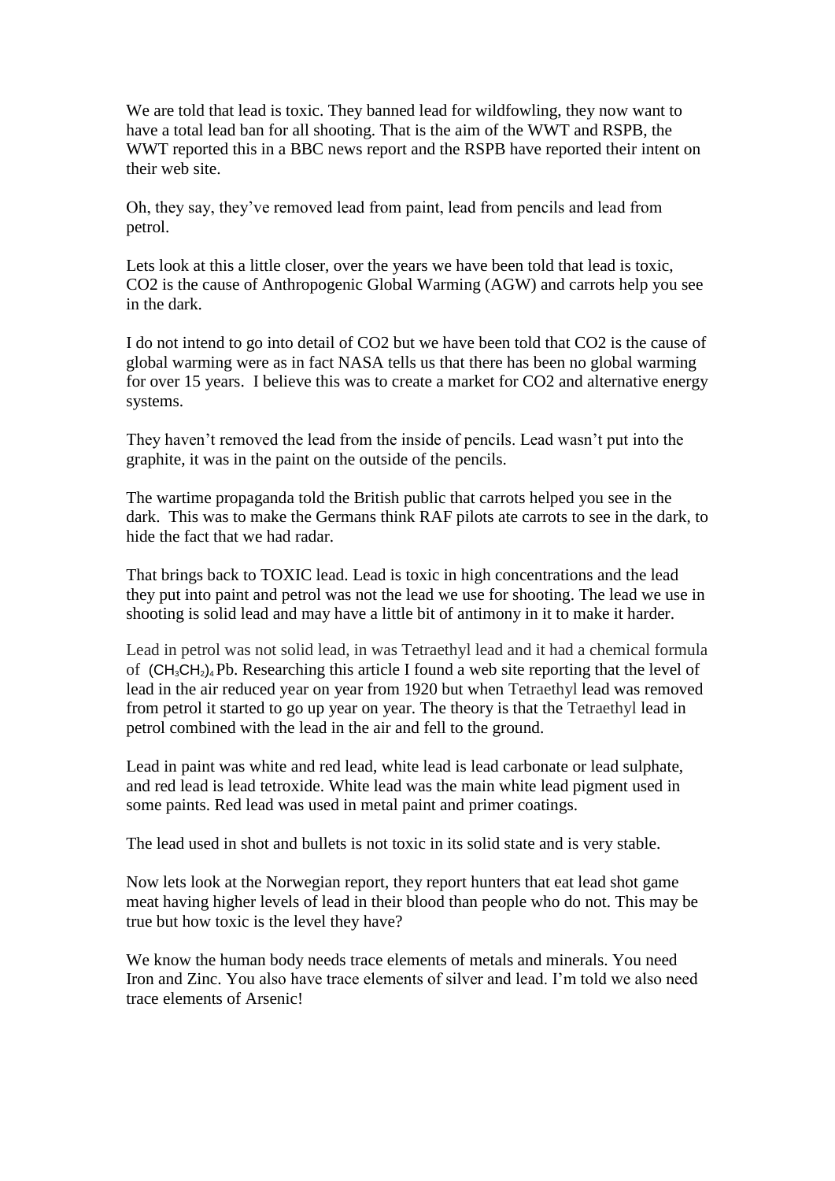We are told that lead is toxic. They banned lead for wildfowling, they now want to have a total lead ban for all shooting. That is the aim of the WWT and RSPB, the WWT reported this in a BBC news report and the RSPB have reported their intent on their web site.

Oh, they say, they've removed lead from paint, lead from pencils and lead from petrol.

Lets look at this a little closer, over the years we have been told that lead is toxic, CO2 is the cause of Anthropogenic Global Warming (AGW) and carrots help you see in the dark.

I do not intend to go into detail of CO2 but we have been told that CO2 is the cause of global warming were as in fact NASA tells us that there has been no global warming for over 15 years. I believe this was to create a market for CO2 and alternative energy systems.

They haven't removed the lead from the inside of pencils. Lead wasn't put into the graphite, it was in the paint on the outside of the pencils.

The wartime propaganda told the British public that carrots helped you see in the dark. This was to make the Germans think RAF pilots ate carrots to see in the dark, to hide the fact that we had radar.

That brings back to TOXIC lead. Lead is toxic in high concentrations and the lead they put into paint and petrol was not the lead we use for shooting. The lead we use in shooting is solid lead and may have a little bit of antimony in it to make it harder.

Lead in petrol was not solid lead, in was Tetraethyl lead and it had a chemical formula of $(CH_3CH_2)_4Pb$. Researching this article I found a web site reporting that the level of lead in the air reduced year on year from 1920 but when Tetraethyl lead was removed from petrol it started to go up year on year. The theory is that the Tetraethyl lead in petrol combined with the lead in the air and fell to the ground.

Lead in paint was white and red lead, white lead is lead carbonate or lead sulphate, and red lead is lead tetroxide. White lead was the main white lead pigment used in some paints. Red lead was used in metal paint and primer coatings.

The lead used in shot and bullets is not toxic in its solid state and is very stable.

Now lets look at the Norwegian report, they report hunters that eat lead shot game meat having higher levels of lead in their blood than people who do not. This may be true but how toxic is the level they have?

We know the human body needs trace elements of metals and minerals. You need Iron and Zinc. You also have trace elements of silver and lead. I'm told we also need trace elements of Arsenic!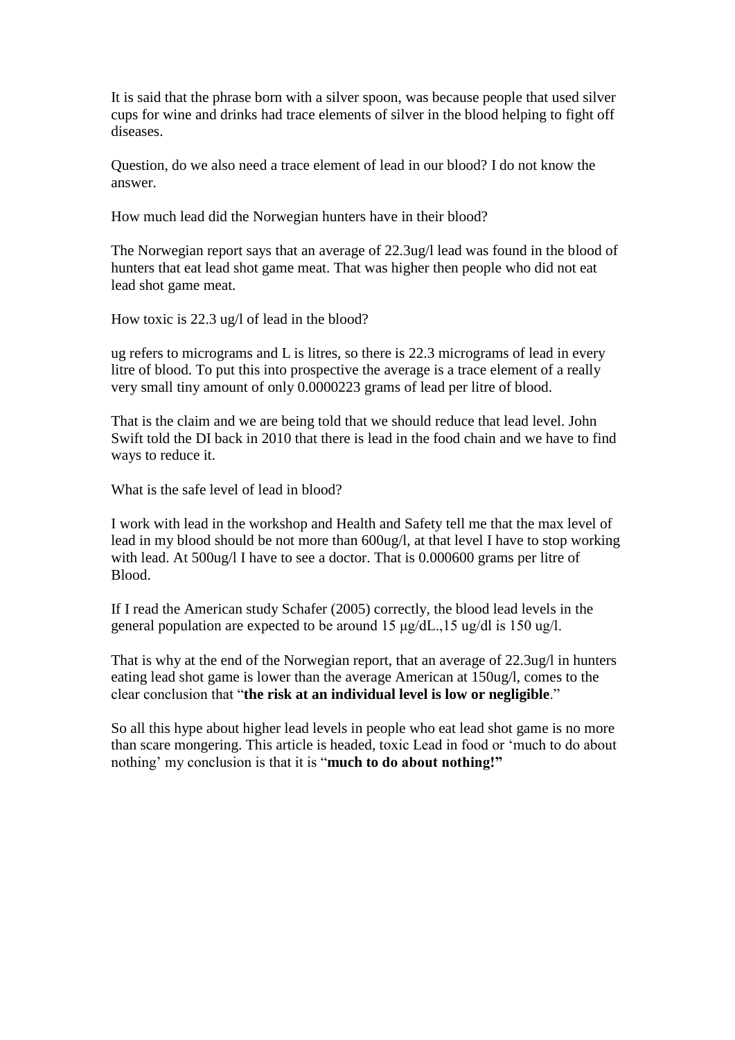It is said that the phrase born with a silver spoon, was because people that used silver cups for wine and drinks had trace elements of silver in the blood helping to fight off diseases.

Question, do we also need a trace element of lead in our blood? I do not know the answer.

How much lead did the Norwegian hunters have in their blood?

The Norwegian report says that an average of 22.3ug/l lead was found in the blood of hunters that eat lead shot game meat. That was higher then people who did not eat lead shot game meat.

How toxic is 22.3 ug/l of lead in the blood?

ug refers to micrograms and L is litres, so there is 22.3 micrograms of lead in every litre of blood. To put this into prospective the average is a trace element of a really very small tiny amount of only 0.0000223 grams of lead per litre of blood.

That is the claim and we are being told that we should reduce that lead level. John Swift told the DI back in 2010 that there is lead in the food chain and we have to find ways to reduce it.

What is the safe level of lead in blood?

I work with lead in the workshop and Health and Safety tell me that the max level of lead in my blood should be not more than 600ug/l, at that level I have to stop working with lead. At 500ug/l I have to see a doctor. That is 0.000600 grams per litre of Blood.

If I read the American study Schafer (2005) correctly, the blood lead levels in the general population are expected to be around 15 µg/dL.,15 ug/dl is 150 ug/l.

That is why at the end of the Norwegian report, that an average of 22.3ug/l in hunters eating lead shot game is lower than the average American at 150ug/l, comes to the clear conclusion that "**the risk at an individual level is low or negligible**."

So all this hype about higher lead levels in people who eat lead shot game is no more than scare mongering. This article is headed, toxic Lead in food or 'much to do about nothing' my conclusion is that it is "**much to do about nothing!"**